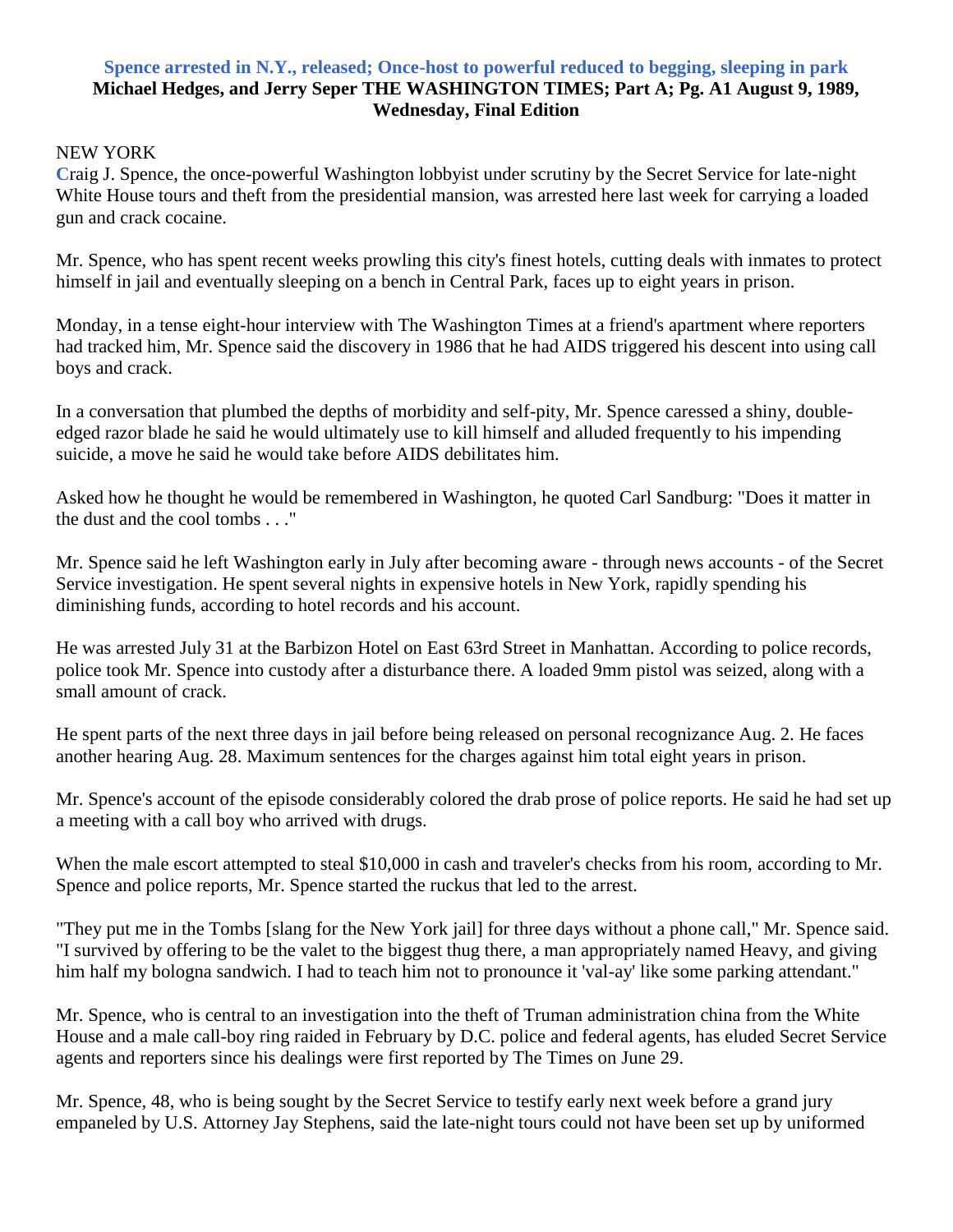# Spence arrested in N.Y., released; Once-host to powerful reduced to begging, sleeping in park

**Michael Hedges, and Jerry Seper THE WASHINGTON TIMES; Part A; Pg. A1 August 9, 1989, Wednesday, Final Edition**

NEW YORK

Craig J. Spence, the once-powerful Washington lobbyist under scrutiny by the Secret Service for late-night White House tours and theft from the presidential mansion, was arrested here last week for carrying a loaded gun and crack cocaine.

Mr. Spence, who has spent recent weeks prowling this city's finest hotels, cutting deals with inmates to protect himself in jail and eventually sleeping on a bench in Central Park, faces up to eight years in prison.

Monday, in a tense eight-hour interview with The Washington Times at a friend's apartment where reporters had tracked him, Mr. Spence said the discovery in 1986 that he had AIDS triggered his descent into using call boys and crack.

In a conversation that plumbed the depths of morbidity and self-pity, Mr. Spence caressed a shiny, double-edged razor blade he said he would ultimately use to kill himself and alluded frequently to his impending suicide, a move he said he would take before AIDS debilitates him.

Asked how he thought he would be remembered in Washington, he quoted Carl Sandburg: "Does it matter in the dust and the cool tombs . . ."

Mr. Spence said he left Washington early in July after becoming aware - through news accounts - of the Secret Service investigation. He spent several nights in expensive hotels in New York, rapidly spending his diminishing funds, according to hotel records and his account.

He was arrested July 31 at the Barbizon Hotel on East 63rd Street in Manhattan. According to police records, police took Mr. Spence into custody after a disturbance there. A loaded 9mm pistol was seized, along with a small amount of crack.

He spent parts of the next three days in jail before being released on personal recognizance Aug. 2. He faces another hearing Aug. 28. Maximum sentences for the charges against him total eight years in prison.

Mr. Spence's account of the episode considerably colored the drab prose of police reports. He said he had set up a meeting with a call boy who arrived with drugs.

When the male escort attempted to steal $10,000 in cash and traveler's checks from his room, according to Mr. Spence and police reports, Mr. Spence started the ruckus that led to the arrest.

"They put me in the Tombs [slang for the New York jail] for three days without a phone call," Mr. Spence said. "I survived by offering to be the valet to the biggest thug there, a man appropriately named Heavy, and giving him half my bologna sandwich. I had to teach him not to pronounce it 'val-ay' like some parking attendant."

Mr. Spence, who is central to an investigation into the theft of Truman administration china from the White House and a male call-boy ring raided in February by D.C. police and federal agents, has eluded Secret Service agents and reporters since his dealings were first reported by The Times on June 29.

Mr. Spence, 48, who is being sought by the Secret Service to testify early next week before a grand jury empaneled by U.S. Attorney Jay Stephens, said the late-night tours could not have been set up by uniformed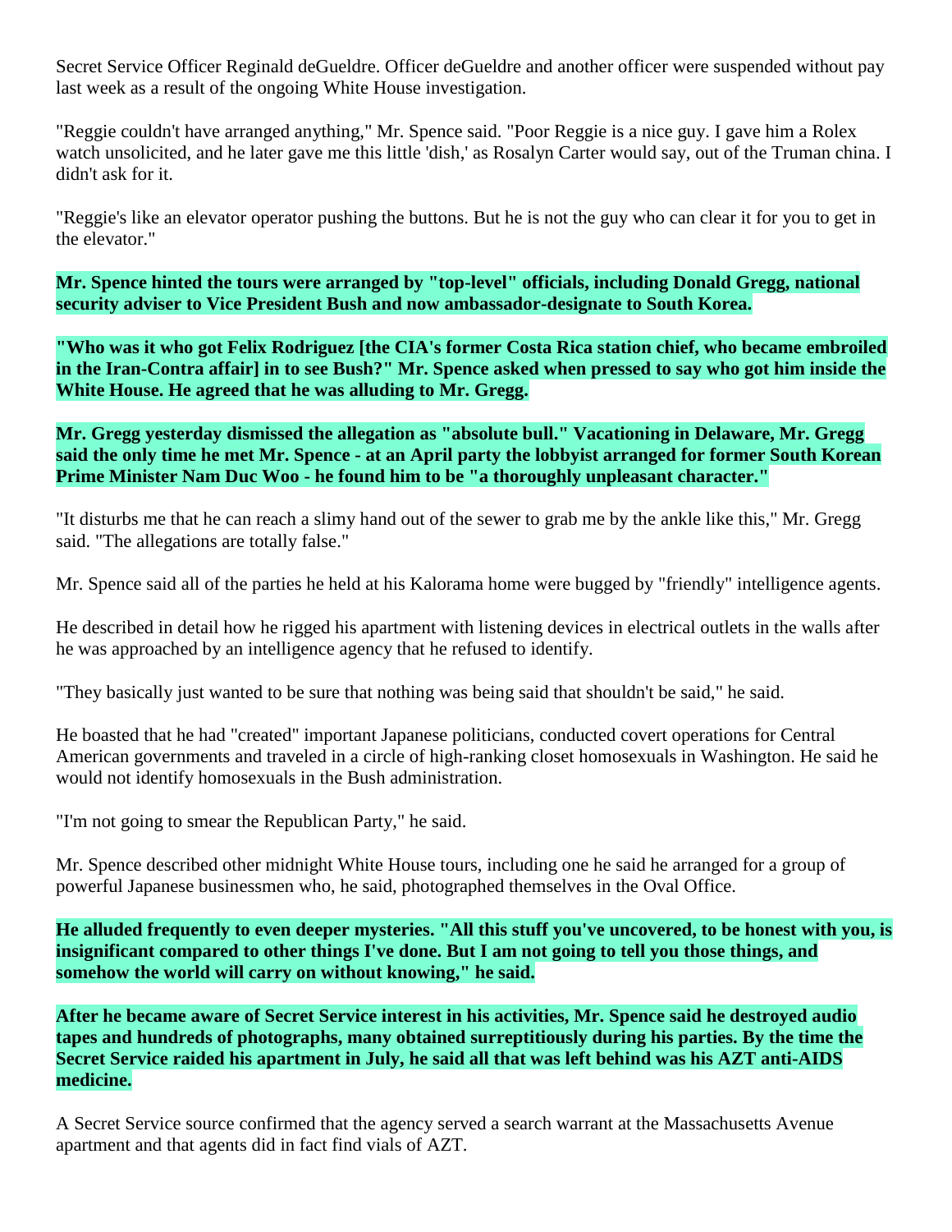Secret Service Officer Reginald deGueldre. Officer deGueldre and another officer were suspended without pay last week as a result of the ongoing White House investigation.

"Reggie couldn't have arranged anything," Mr. Spence said. "Poor Reggie is a nice guy. I gave him a Rolex watch unsolicited, and he later gave me this little 'dish,' as Rosalyn Carter would say, out of the Truman china. I didn't ask for it.

"Reggie's like an elevator operator pushing the buttons. But he is not the guy who can clear it for you to get in the elevator."

**Mr. Spence hinted the tours were arranged by "top-level" officials, including Donald Gregg, national security adviser to Vice President Bush and now ambassador-designate to South Korea.**

**"Who was it who got Felix Rodriguez [the CIA's former Costa Rica station chief, who became embroiled in the Iran-Contra affair] in to see Bush?" Mr. Spence asked when pressed to say who got him inside the White House. He agreed that he was alluding to Mr. Gregg.**

**Mr. Gregg yesterday dismissed the allegation as "absolute bull." Vacationing in Delaware, Mr. Gregg said the only time he met Mr. Spence - at an April party the lobbyist arranged for former South Korean Prime Minister Nam Duc Woo - he found him to be "a thoroughly unpleasant character."**

"It disturbs me that he can reach a slimy hand out of the sewer to grab me by the ankle like this," Mr. Gregg said. "The allegations are totally false."

Mr. Spence said all of the parties he held at his Kalorama home were bugged by "friendly" intelligence agents.

He described in detail how he rigged his apartment with listening devices in electrical outlets in the walls after he was approached by an intelligence agency that he refused to identify.

"They basically just wanted to be sure that nothing was being said that shouldn't be said," he said.

He boasted that he had "created" important Japanese politicians, conducted covert operations for Central American governments and traveled in a circle of high-ranking closet homosexuals in Washington. He said he would not identify homosexuals in the Bush administration.

"I'm not going to smear the Republican Party," he said.

Mr. Spence described other midnight White House tours, including one he said he arranged for a group of powerful Japanese businessmen who, he said, photographed themselves in the Oval Office.

**He alluded frequently to even deeper mysteries. "All this stuff you've uncovered, to be honest with you, is insignificant compared to other things I've done. But I am not going to tell you those things, and somehow the world will carry on without knowing," he said.**

**After he became aware of Secret Service interest in his activities, Mr. Spence said he destroyed audio tapes and hundreds of photographs, many obtained surreptitiously during his parties. By the time the Secret Service raided his apartment in July, he said all that was left behind was his AZT anti-AIDS medicine.**

A Secret Service source confirmed that the agency served a search warrant at the Massachusetts Avenue apartment and that agents did in fact find vials of AZT.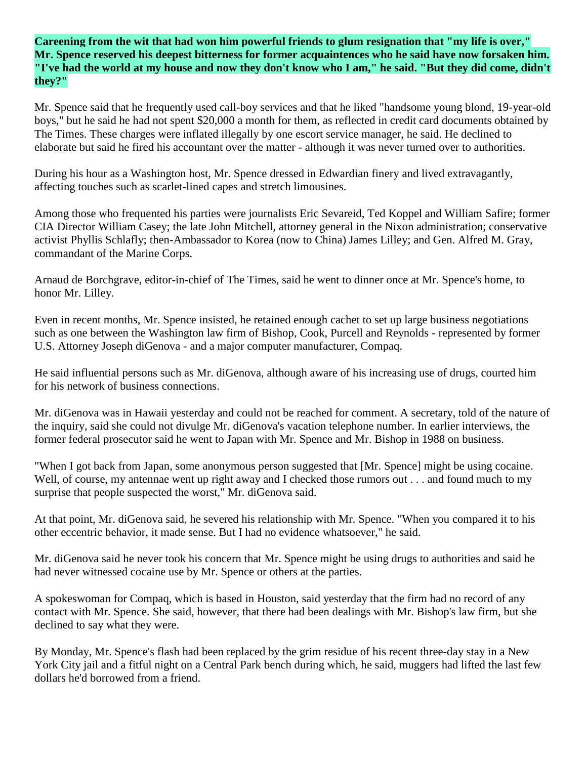**Careening from the wit that had won him powerful friends to glum resignation that "my life is over," Mr. Spence reserved his deepest bitterness for former acquaintences who he said have now forsaken him. "I've had the world at my house and now they don't know who I am," he said. "But they did come, didn't they?"**

Mr. Spence said that he frequently used call-boy services and that he liked "handsome young blond, 19-year-old boys," but he said he had not spent $20,000 a month for them, as reflected in credit card documents obtained by The Times. These charges were inflated illegally by one escort service manager, he said. He declined to elaborate but said he fired his accountant over the matter - although it was never turned over to authorities.

During his hour as a Washington host, Mr. Spence dressed in Edwardian finery and lived extravagantly, affecting touches such as scarlet-lined capes and stretch limousines.

Among those who frequented his parties were journalists Eric Sevareid, Ted Koppel and William Safire; former CIA Director William Casey; the late John Mitchell, attorney general in the Nixon administration; conservative activist Phyllis Schlafly; then-Ambassador to Korea (now to China) James Lilley; and Gen. Alfred M. Gray, commandant of the Marine Corps.

Arnaud de Borchgrave, editor-in-chief of The Times, said he went to dinner once at Mr. Spence's home, to honor Mr. Lilley.

Even in recent months, Mr. Spence insisted, he retained enough cachet to set up large business negotiations such as one between the Washington law firm of Bishop, Cook, Purcell and Reynolds - represented by former U.S. Attorney Joseph diGenova - and a major computer manufacturer, Compaq.

He said influential persons such as Mr. diGenova, although aware of his increasing use of drugs, courted him for his network of business connections.

Mr. diGenova was in Hawaii yesterday and could not be reached for comment. A secretary, told of the nature of the inquiry, said she could not divulge Mr. diGenova's vacation telephone number. In earlier interviews, the former federal prosecutor said he went to Japan with Mr. Spence and Mr. Bishop in 1988 on business.

"When I got back from Japan, some anonymous person suggested that [Mr. Spence] might be using cocaine. Well, of course, my antennae went up right away and I checked those rumors out . . . and found much to my surprise that people suspected the worst," Mr. diGenova said.

At that point, Mr. diGenova said, he severed his relationship with Mr. Spence. "When you compared it to his other eccentric behavior, it made sense. But I had no evidence whatsoever," he said.

Mr. diGenova said he never took his concern that Mr. Spence might be using drugs to authorities and said he had never witnessed cocaine use by Mr. Spence or others at the parties.

A spokeswoman for Compaq, which is based in Houston, said yesterday that the firm had no record of any contact with Mr. Spence. She said, however, that there had been dealings with Mr. Bishop's law firm, but she declined to say what they were.

By Monday, Mr. Spence's flash had been replaced by the grim residue of his recent three-day stay in a New York City jail and a fitful night on a Central Park bench during which, he said, muggers had lifted the last few dollars he'd borrowed from a friend.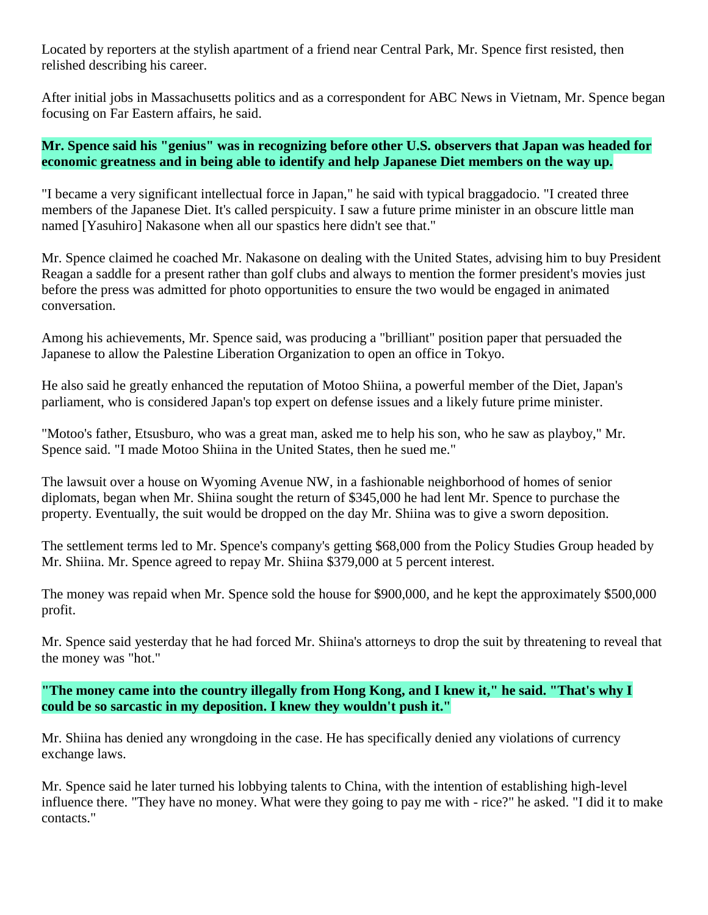Located by reporters at the stylish apartment of a friend near Central Park, Mr. Spence first resisted, then relished describing his career.

After initial jobs in Massachusetts politics and as a correspondent for ABC News in Vietnam, Mr. Spence began focusing on Far Eastern affairs, he said.

**Mr. Spence said his "genius" was in recognizing before other U.S. observers that Japan was headed for economic greatness and in being able to identify and help Japanese Diet members on the way up.**

"I became a very significant intellectual force in Japan," he said with typical braggadocio. "I created three members of the Japanese Diet. It's called perspicuity. I saw a future prime minister in an obscure little man named [Yasuhiro] Nakasone when all our spastics here didn't see that."

Mr. Spence claimed he coached Mr. Nakasone on dealing with the United States, advising him to buy President Reagan a saddle for a present rather than golf clubs and always to mention the former president's movies just before the press was admitted for photo opportunities to ensure the two would be engaged in animated conversation.

Among his achievements, Mr. Spence said, was producing a "brilliant" position paper that persuaded the Japanese to allow the Palestine Liberation Organization to open an office in Tokyo.

He also said he greatly enhanced the reputation of Motoo Shiina, a powerful member of the Diet, Japan's parliament, who is considered Japan's top expert on defense issues and a likely future prime minister.

"Motoo's father, Etsusburo, who was a great man, asked me to help his son, who he saw as playboy," Mr. Spence said. "I made Motoo Shiina in the United States, then he sued me."

The lawsuit over a house on Wyoming Avenue NW, in a fashionable neighborhood of homes of senior diplomats, began when Mr. Shiina sought the return of $345,000 he had lent Mr. Spence to purchase the property. Eventually, the suit would be dropped on the day Mr. Shiina was to give a sworn deposition.

The settlement terms led to Mr. Spence's company's getting $68,000 from the Policy Studies Group headed by Mr. Shiina. Mr. Spence agreed to repay Mr. Shiina $379,000 at 5 percent interest.

The money was repaid when Mr. Spence sold the house for $900,000, and he kept the approximately $500,000 profit.

Mr. Spence said yesterday that he had forced Mr. Shiina's attorneys to drop the suit by threatening to reveal that the money was "hot."

**"The money came into the country illegally from Hong Kong, and I knew it," he said. "That's why I could be so sarcastic in my deposition. I knew they wouldn't push it."**

Mr. Shiina has denied any wrongdoing in the case. He has specifically denied any violations of currency exchange laws.

Mr. Spence said he later turned his lobbying talents to China, with the intention of establishing high-level influence there. "They have no money. What were they going to pay me with - rice?" he asked. "I did it to make contacts."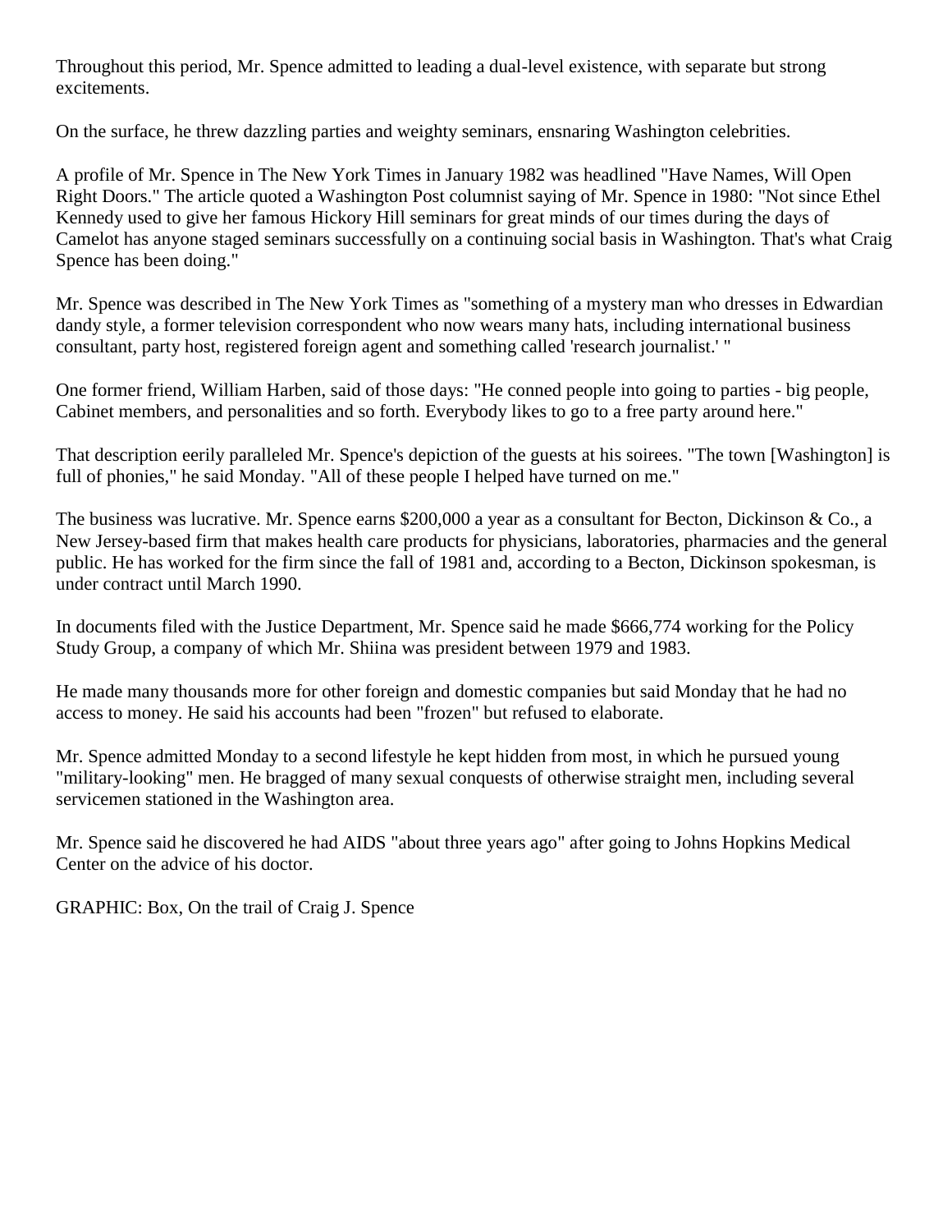Throughout this period, Mr. Spence admitted to leading a dual-level existence, with separate but strong excitements.

On the surface, he threw dazzling parties and weighty seminars, ensnaring Washington celebrities.

A profile of Mr. Spence in The New York Times in January 1982 was headlined "Have Names, Will Open Right Doors." The article quoted a Washington Post columnist saying of Mr. Spence in 1980: "Not since Ethel Kennedy used to give her famous Hickory Hill seminars for great minds of our times during the days of Camelot has anyone staged seminars successfully on a continuing social basis in Washington. That's what Craig Spence has been doing."

Mr. Spence was described in The New York Times as "something of a mystery man who dresses in Edwardian dandy style, a former television correspondent who now wears many hats, including international business consultant, party host, registered foreign agent and something called 'research journalist.' "

One former friend, William Harben, said of those days: "He conned people into going to parties - big people, Cabinet members, and personalities and so forth. Everybody likes to go to a free party around here."

That description eerily paralleled Mr. Spence's depiction of the guests at his soirees. "The town [Washington] is full of phonies," he said Monday. "All of these people I helped have turned on me."

The business was lucrative. Mr. Spence earns $200,000 a year as a consultant for Becton, Dickinson & Co., a New Jersey-based firm that makes health care products for physicians, laboratories, pharmacies and the general public. He has worked for the firm since the fall of 1981 and, according to a Becton, Dickinson spokesman, is under contract until March 1990.

In documents filed with the Justice Department, Mr. Spence said he made $666,774 working for the Policy Study Group, a company of which Mr. Shiina was president between 1979 and 1983.

He made many thousands more for other foreign and domestic companies but said Monday that he had no access to money. He said his accounts had been "frozen" but refused to elaborate.

Mr. Spence admitted Monday to a second lifestyle he kept hidden from most, in which he pursued young "military-looking" men. He bragged of many sexual conquests of otherwise straight men, including several servicemen stationed in the Washington area.

Mr. Spence said he discovered he had AIDS "about three years ago" after going to Johns Hopkins Medical Center on the advice of his doctor.

GRAPHIC: Box, On the trail of Craig J. Spence